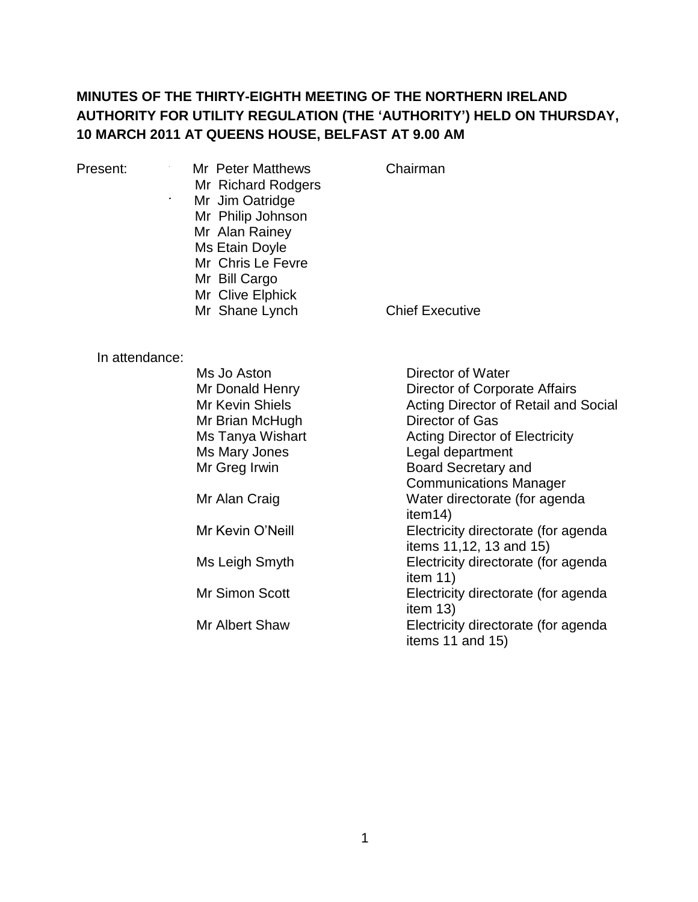**MINUTES OF THE THIRTY-EIGHTH MEETING OF THE NORTHERN IRELAND AUTHORITY FOR UTILITY REGULATION (THE 'AUTHORITY') HELD ON THURSDAY, 10 MARCH 2011 AT QUEENS HOUSE, BELFAST AT 9.00 AM**

| Present: | | |
|---|---|---|
| | Mr Peter Matthews | Chairman |
| | Mr Richard Rodgers | |
| | Mr Jim Oatridge | |
| | Mr Philip Johnson | |
| | Mr Alan Rainey | |
| | Ms Etain Doyle | |
| | Mr Chris Le Fevre | |
| | Mr Bill Cargo | |
| | Mr Clive Elphick | |
| | Mr Shane Lynch | Chief Executive |

| In attendance: | | |
|---|---|---|
| | Ms Jo Aston | Director of Water |
| | Mr Donald Henry | Director of Corporate Affairs |
| | Mr Kevin Shiels | Acting Director of Retail and Social |
| | Mr Brian McHugh | Director of Gas |
| | Ms Tanya Wishart | Acting Director of Electricity |
| | Ms Mary Jones | Legal department |
| | Mr Greg Irwin | Board Secretary and Communications Manager |
| | Mr Alan Craig | Water directorate (for agenda item14) |
| | Mr Kevin O'Neill | Electricity directorate (for agenda items 11,12, 13 and 15) |
| | Ms Leigh Smyth | Electricity directorate (for agenda item 11) |
| | Mr Simon Scott | Electricity directorate (for agenda item 13) |
| | Mr Albert Shaw | Electricity directorate (for agenda items 11 and 15) |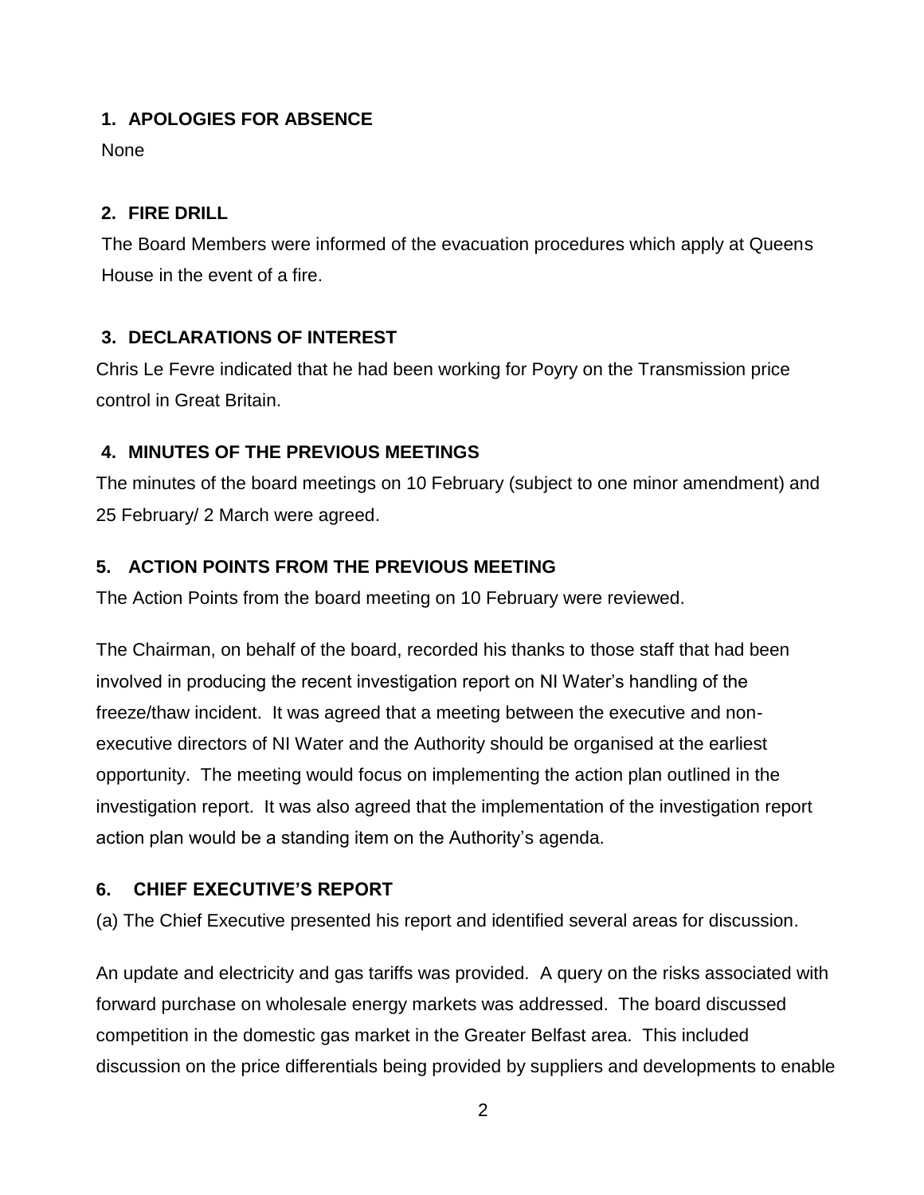## 1. APOLOGIES FOR ABSENCE

None

## 2. FIRE DRILL

The Board Members were informed of the evacuation procedures which apply at Queens House in the event of a fire.

## 3. DECLARATIONS OF INTEREST

Chris Le Fevre indicated that he had been working for Poyry on the Transmission price control in Great Britain.

## 4. MINUTES OF THE PREVIOUS MEETINGS

The minutes of the board meetings on 10 February (subject to one minor amendment) and 25 February/ 2 March were agreed.

## 5. ACTION POINTS FROM THE PREVIOUS MEETING

The Action Points from the board meeting on 10 February were reviewed.

The Chairman, on behalf of the board, recorded his thanks to those staff that had been involved in producing the recent investigation report on NI Water's handling of the freeze/thaw incident. It was agreed that a meeting between the executive and non-executive directors of NI Water and the Authority should be organised at the earliest opportunity. The meeting would focus on implementing the action plan outlined in the investigation report. It was also agreed that the implementation of the investigation report action plan would be a standing item on the Authority's agenda.

## 6. CHIEF EXECUTIVE'S REPORT

(a) The Chief Executive presented his report and identified several areas for discussion.

An update and electricity and gas tariffs was provided. A query on the risks associated with forward purchase on wholesale energy markets was addressed. The board discussed competition in the domestic gas market in the Greater Belfast area. This included discussion on the price differentials being provided by suppliers and developments to enable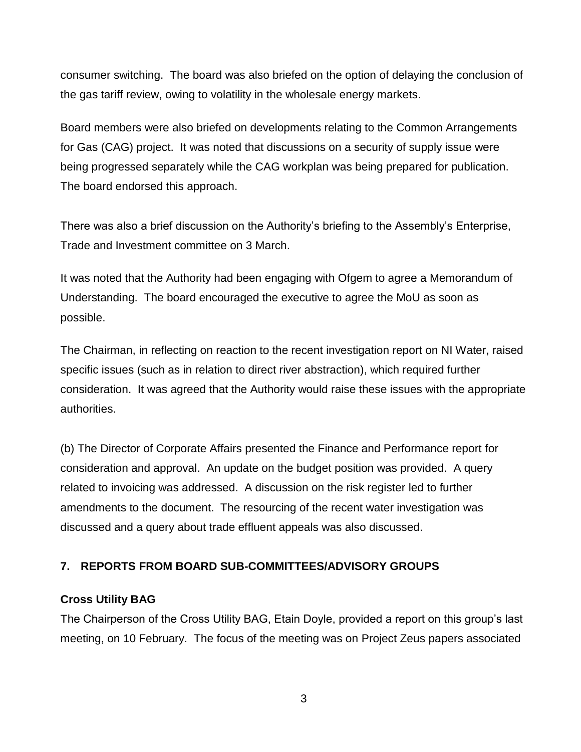consumer switching. The board was also briefed on the option of delaying the conclusion of the gas tariff review, owing to volatility in the wholesale energy markets.

Board members were also briefed on developments relating to the Common Arrangements for Gas (CAG) project. It was noted that discussions on a security of supply issue were being progressed separately while the CAG workplan was being prepared for publication. The board endorsed this approach.

There was also a brief discussion on the Authority's briefing to the Assembly's Enterprise, Trade and Investment committee on 3 March.

It was noted that the Authority had been engaging with Ofgem to agree a Memorandum of Understanding. The board encouraged the executive to agree the MoU as soon as possible.

The Chairman, in reflecting on reaction to the recent investigation report on NI Water, raised specific issues (such as in relation to direct river abstraction), which required further consideration. It was agreed that the Authority would raise these issues with the appropriate authorities.

(b) The Director of Corporate Affairs presented the Finance and Performance report for consideration and approval. An update on the budget position was provided. A query related to invoicing was addressed. A discussion on the risk register led to further amendments to the document. The resourcing of the recent water investigation was discussed and a query about trade effluent appeals was also discussed.

## 7. REPORTS FROM BOARD SUB-COMMITTEES/ADVISORY GROUPS

### Cross Utility BAG

The Chairperson of the Cross Utility BAG, Etain Doyle, provided a report on this group's last meeting, on 10 February. The focus of the meeting was on Project Zeus papers associated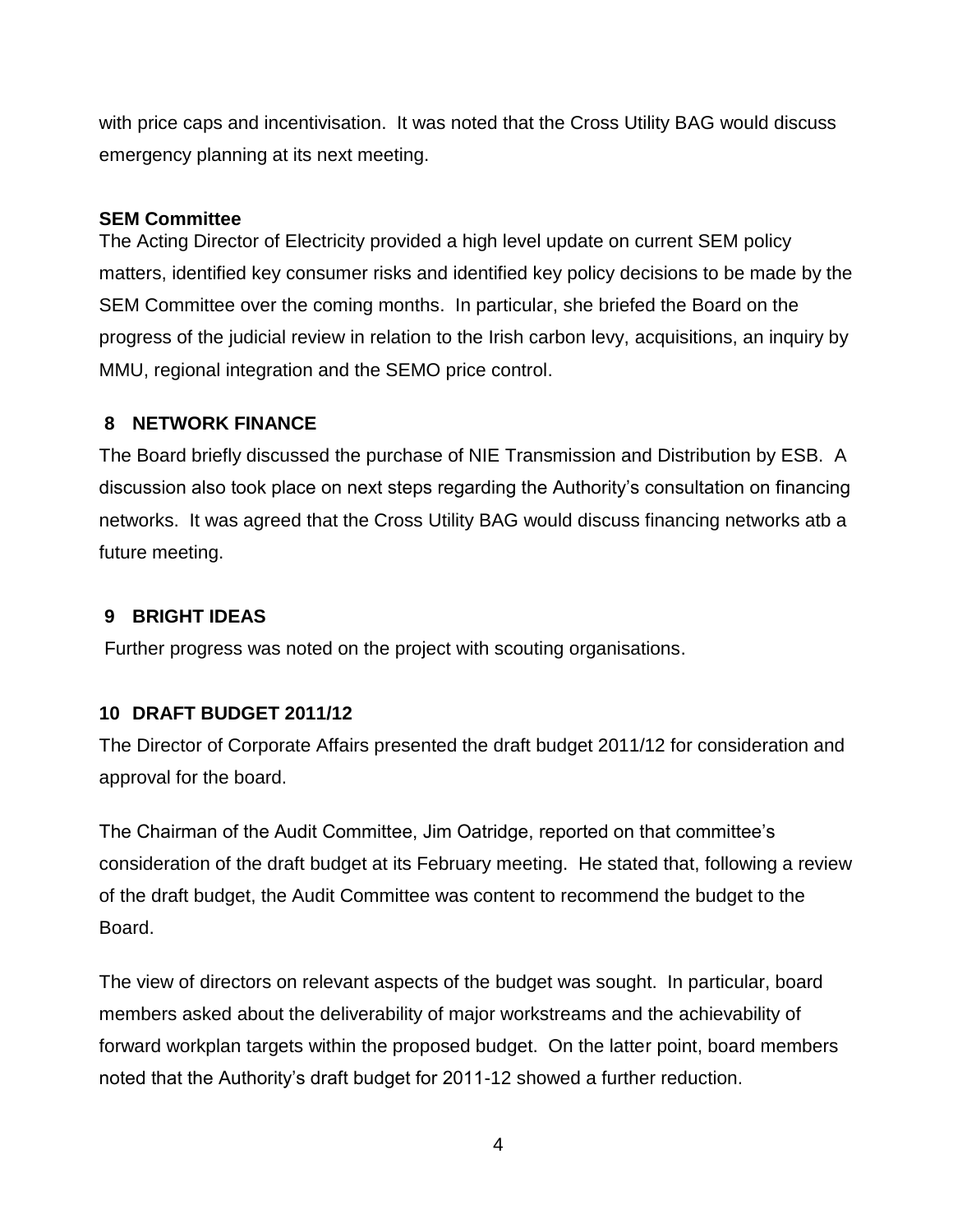with price caps and incentivisation. It was noted that the Cross Utility BAG would discuss emergency planning at its next meeting.

**SEM Committee**

The Acting Director of Electricity provided a high level update on current SEM policy matters, identified key consumer risks and identified key policy decisions to be made by the SEM Committee over the coming months. In particular, she briefed the Board on the progress of the judicial review in relation to the Irish carbon levy, acquisitions, an inquiry by MMU, regional integration and the SEMO price control.

## 8 NETWORK FINANCE

The Board briefly discussed the purchase of NIE Transmission and Distribution by ESB. A discussion also took place on next steps regarding the Authority's consultation on financing networks. It was agreed that the Cross Utility BAG would discuss financing networks atb a future meeting.

## 9 BRIGHT IDEAS

Further progress was noted on the project with scouting organisations.

## 10 DRAFT BUDGET 2011/12

The Director of Corporate Affairs presented the draft budget 2011/12 for consideration and approval for the board.

The Chairman of the Audit Committee, Jim Oatridge, reported on that committee's consideration of the draft budget at its February meeting. He stated that, following a review of the draft budget, the Audit Committee was content to recommend the budget to the Board.

The view of directors on relevant aspects of the budget was sought. In particular, board members asked about the deliverability of major workstreams and the achievability of forward workplan targets within the proposed budget. On the latter point, board members noted that the Authority's draft budget for 2011-12 showed a further reduction.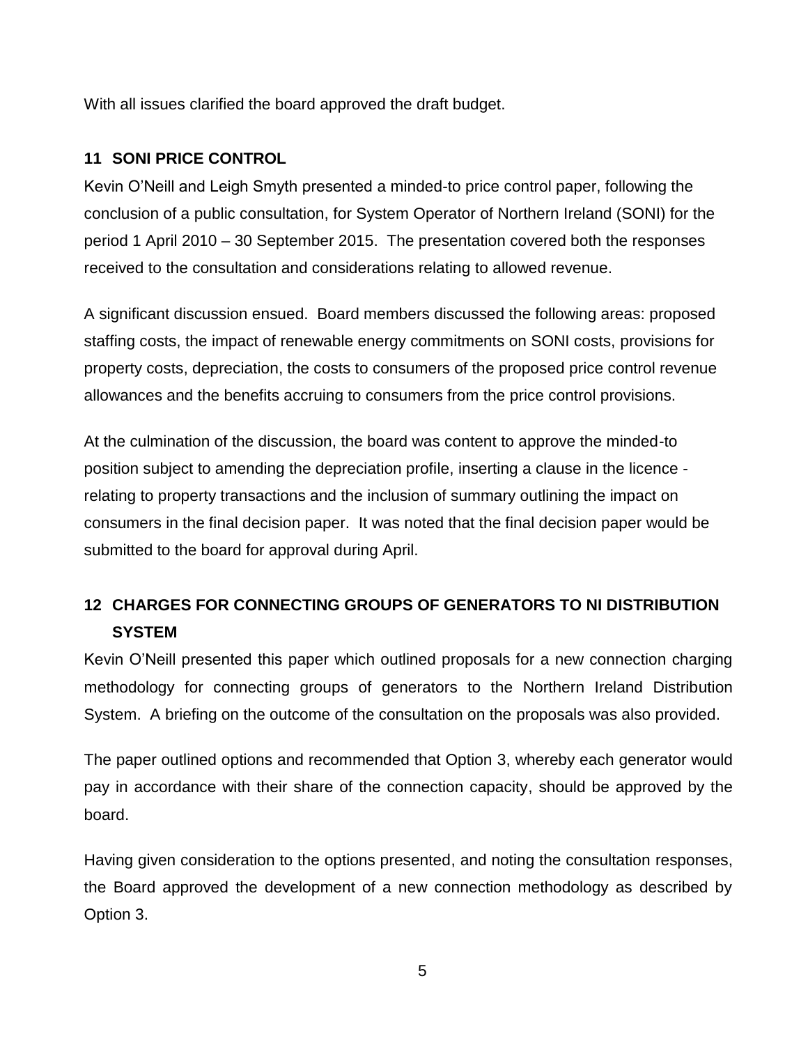With all issues clarified the board approved the draft budget.

## 11 SONI PRICE CONTROL

Kevin O'Neill and Leigh Smyth presented a minded-to price control paper, following the conclusion of a public consultation, for System Operator of Northern Ireland (SONI) for the period 1 April 2010 – 30 September 2015. The presentation covered both the responses received to the consultation and considerations relating to allowed revenue.

A significant discussion ensued. Board members discussed the following areas: proposed staffing costs, the impact of renewable energy commitments on SONI costs, provisions for property costs, depreciation, the costs to consumers of the proposed price control revenue allowances and the benefits accruing to consumers from the price control provisions.

At the culmination of the discussion, the board was content to approve the minded-to position subject to amending the depreciation profile, inserting a clause in the licence - relating to property transactions and the inclusion of summary outlining the impact on consumers in the final decision paper. It was noted that the final decision paper would be submitted to the board for approval during April.

## 12 CHARGES FOR CONNECTING GROUPS OF GENERATORS TO NI DISTRIBUTION SYSTEM

Kevin O'Neill presented this paper which outlined proposals for a new connection charging methodology for connecting groups of generators to the Northern Ireland Distribution System. A briefing on the outcome of the consultation on the proposals was also provided.

The paper outlined options and recommended that Option 3, whereby each generator would pay in accordance with their share of the connection capacity, should be approved by the board.

Having given consideration to the options presented, and noting the consultation responses, the Board approved the development of a new connection methodology as described by Option 3.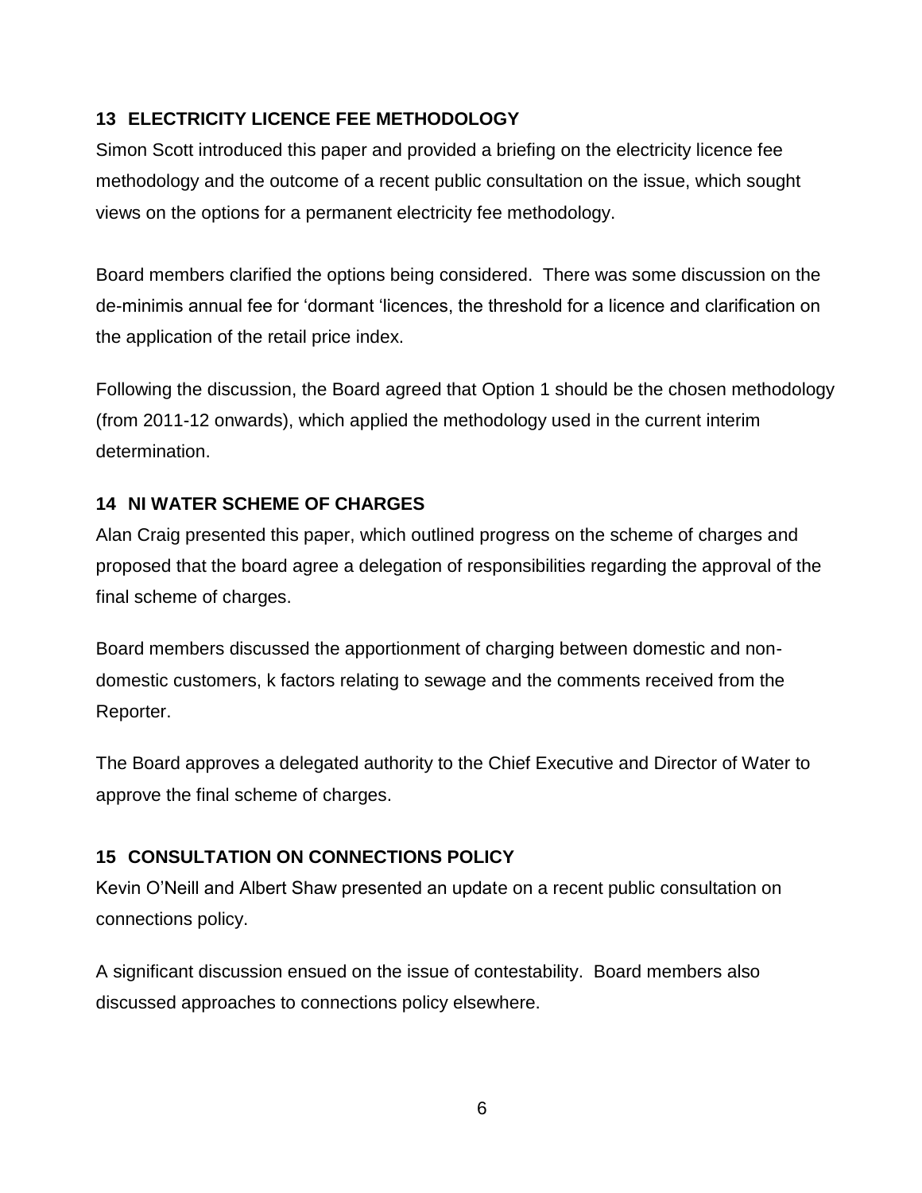## 13 ELECTRICITY LICENCE FEE METHODOLOGY

Simon Scott introduced this paper and provided a briefing on the electricity licence fee methodology and the outcome of a recent public consultation on the issue, which sought views on the options for a permanent electricity fee methodology.

Board members clarified the options being considered. There was some discussion on the de-minimis annual fee for 'dormant 'licences, the threshold for a licence and clarification on the application of the retail price index.

Following the discussion, the Board agreed that Option 1 should be the chosen methodology (from 2011-12 onwards), which applied the methodology used in the current interim determination.

## 14 NI WATER SCHEME OF CHARGES

Alan Craig presented this paper, which outlined progress on the scheme of charges and proposed that the board agree a delegation of responsibilities regarding the approval of the final scheme of charges.

Board members discussed the apportionment of charging between domestic and non-domestic customers, k factors relating to sewage and the comments received from the Reporter.

The Board approves a delegated authority to the Chief Executive and Director of Water to approve the final scheme of charges.

## 15 CONSULTATION ON CONNECTIONS POLICY

Kevin O'Neill and Albert Shaw presented an update on a recent public consultation on connections policy.

A significant discussion ensued on the issue of contestability. Board members also discussed approaches to connections policy elsewhere.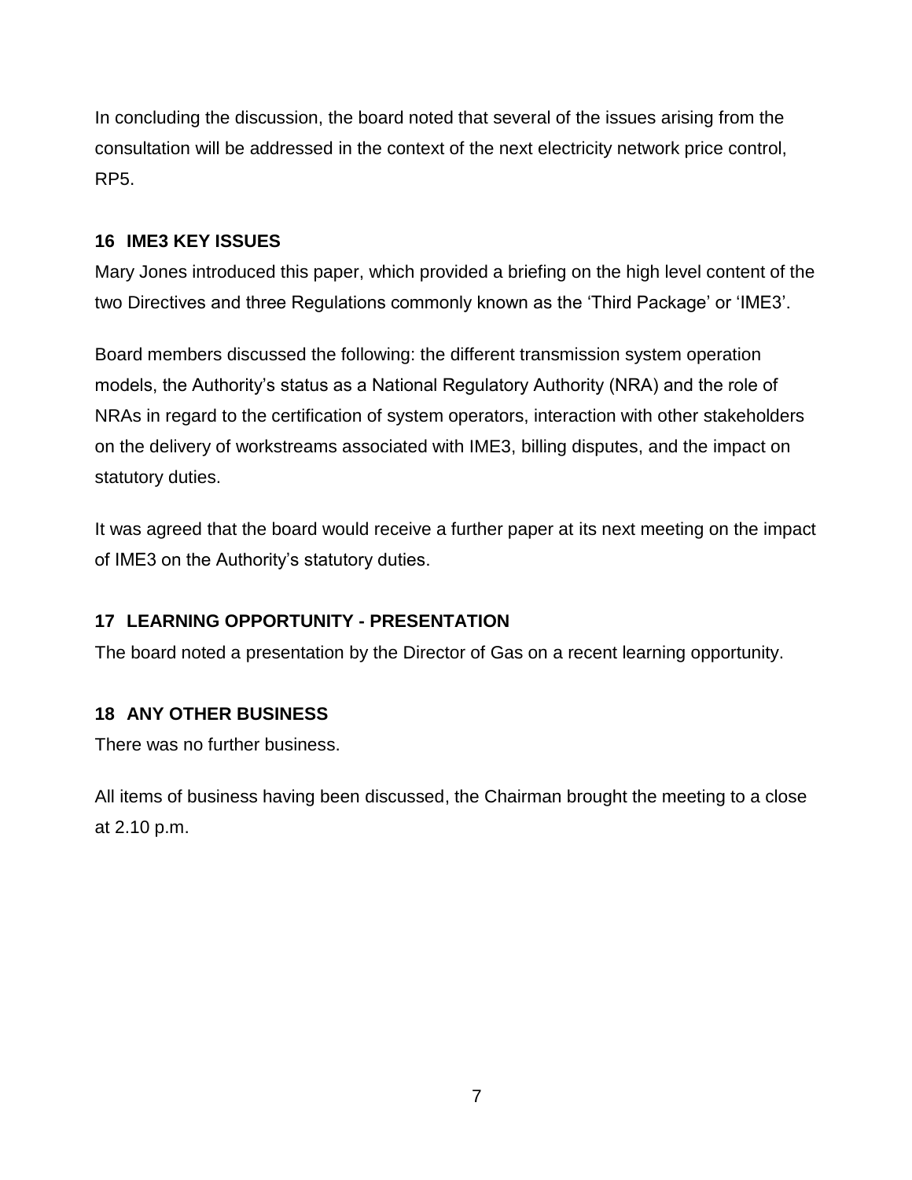In concluding the discussion, the board noted that several of the issues arising from the consultation will be addressed in the context of the next electricity network price control, RP5.

## 16 IME3 KEY ISSUES

Mary Jones introduced this paper, which provided a briefing on the high level content of the two Directives and three Regulations commonly known as the 'Third Package' or 'IME3'.

Board members discussed the following: the different transmission system operation models, the Authority's status as a National Regulatory Authority (NRA) and the role of NRAs in regard to the certification of system operators, interaction with other stakeholders on the delivery of workstreams associated with IME3, billing disputes, and the impact on statutory duties.

It was agreed that the board would receive a further paper at its next meeting on the impact of IME3 on the Authority's statutory duties.

## 17 LEARNING OPPORTUNITY - PRESENTATION

The board noted a presentation by the Director of Gas on a recent learning opportunity.

## 18 ANY OTHER BUSINESS

There was no further business.

All items of business having been discussed, the Chairman brought the meeting to a close at 2.10 p.m.